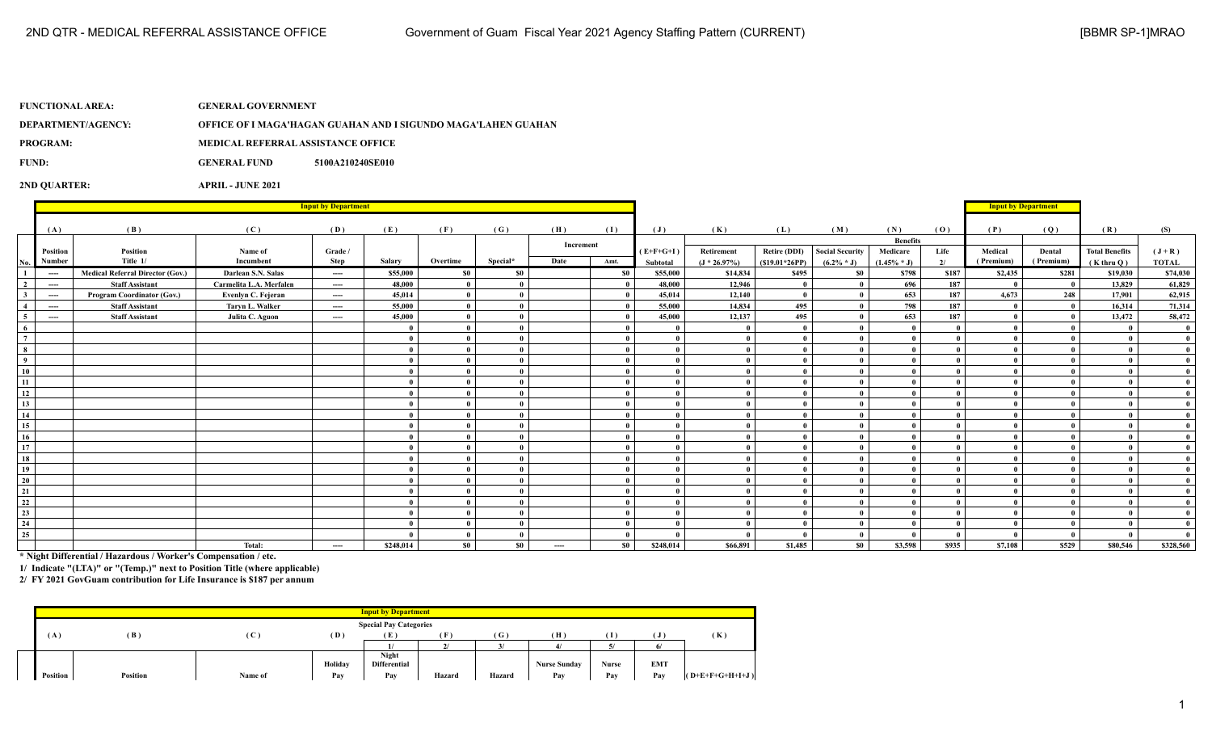**FUNCTIONAL AREA:** GENERAL GOVERNMENT

**DEPARTMENT/AGENCY:** OFFICE OF I MAGA'HAGAN GUAHAN AND I SIGUNDO MAGA'LAHEN GUAHAN

**PROGRAM:** MEDICAL REFERRAL ASSISTANCE OFFICE

**FUND:** GENERAL FUND 5100A210240SE010

**2ND QUARTER:** APRIL - JUNE 2021

| | Input by Department | | | | | | | | | | | | | | | | Input by Department | | | |
|---|---|---|---|---|---|---|---|---|---|---|---|---|---|---|---|---|---|---|---|---|
| | (A) | (B) | (C) | (D) | (E) | (F) | (G) | (H) | (I) | (J) | (K) | (L) | (M) | (N) | (O) | (P) | (Q) | (R) | (S) |
| | | | | | | | | Increment | | | | | | Benefits | | | | | |
| No. | Position Number | Position Title 1/ | Name of Incumbent | Grade / Step | Salary | Overtime | Special* | Date | Amt. | (E+F+G+I) Subtotal | Retirement (J * 26.97%) | Retire (DDI) ($19.01*26PP) | Social Security (6.2% * J) | Medicare (1.45% * J) | Life 2/ | Medical (Premium) | Dental (Premium) | Total Benefits (K thru Q) | (J + R) TOTAL |
| 1 | ---- | Medical Referral Director (Gov.) | Darlean S.N. Salas | ---- | $55,000 | $0 | $0 | | $0 | $55,000 | $14,834 | $495 | $0 | $798 | $187 | $2,435 | $281 | $19,030 | $74,030 |
| 2 | ---- | Staff Assistant | Carmelita L.A. Merfalen | ---- | 48,000 | 0 | 0 | | 0 | 48,000 | 12,946 | 0 | 0 | 696 | 187 | 0 | 0 | 13,829 | 61,829 |
| 3 | ---- | Program Coordinator (Gov.) | Evenlyn C. Fejeran | ---- | 45,014 | 0 | 0 | | 0 | 45,014 | 12,140 | 0 | 0 | 653 | 187 | 4,673 | 248 | 17,901 | 62,915 |
| 4 | ---- | Staff Assistant | Taryn L. Walker | ---- | 55,000 | 0 | 0 | | 0 | 55,000 | 14,834 | 495 | 0 | 798 | 187 | 0 | 0 | 16,314 | 71,314 |
| 5 | ---- | Staff Assistant | Julita C. Aguon | ---- | 45,000 | 0 | 0 | | 0 | 45,000 | 12,137 | 495 | 0 | 653 | 187 | 0 | 0 | 13,472 | 58,472 |
| 6 | | | | | 0 | 0 | 0 | | 0 | 0 | 0 | 0 | 0 | 0 | 0 | 0 | 0 | 0 | 0 |
| 7 | | | | | 0 | 0 | 0 | | 0 | 0 | 0 | 0 | 0 | 0 | 0 | 0 | 0 | 0 | 0 |
| 8 | | | | | 0 | 0 | 0 | | 0 | 0 | 0 | 0 | 0 | 0 | 0 | 0 | 0 | 0 | 0 |
| 9 | | | | | 0 | 0 | 0 | | 0 | 0 | 0 | 0 | 0 | 0 | 0 | 0 | 0 | 0 | 0 |
| 10 | | | | | 0 | 0 | 0 | | 0 | 0 | 0 | 0 | 0 | 0 | 0 | 0 | 0 | 0 | 0 |
| 11 | | | | | 0 | 0 | 0 | | 0 | 0 | 0 | 0 | 0 | 0 | 0 | 0 | 0 | 0 | 0 |
| 12 | | | | | 0 | 0 | 0 | | 0 | 0 | 0 | 0 | 0 | 0 | 0 | 0 | 0 | 0 | 0 |
| 13 | | | | | 0 | 0 | 0 | | 0 | 0 | 0 | 0 | 0 | 0 | 0 | 0 | 0 | 0 | 0 |
| 14 | | | | | 0 | 0 | 0 | | 0 | 0 | 0 | 0 | 0 | 0 | 0 | 0 | 0 | 0 | 0 |
| 15 | | | | | 0 | 0 | 0 | | 0 | 0 | 0 | 0 | 0 | 0 | 0 | 0 | 0 | 0 | 0 |
| 16 | | | | | 0 | 0 | 0 | | 0 | 0 | 0 | 0 | 0 | 0 | 0 | 0 | 0 | 0 | 0 |
| 17 | | | | | 0 | 0 | 0 | | 0 | 0 | 0 | 0 | 0 | 0 | 0 | 0 | 0 | 0 | 0 |
| 18 | | | | | 0 | 0 | 0 | | 0 | 0 | 0 | 0 | 0 | 0 | 0 | 0 | 0 | 0 | 0 |
| 19 | | | | | 0 | 0 | 0 | | 0 | 0 | 0 | 0 | 0 | 0 | 0 | 0 | 0 | 0 | 0 |
| 20 | | | | | 0 | 0 | 0 | | 0 | 0 | 0 | 0 | 0 | 0 | 0 | 0 | 0 | 0 | 0 |
| 21 | | | | | 0 | 0 | 0 | | 0 | 0 | 0 | 0 | 0 | 0 | 0 | 0 | 0 | 0 | 0 |
| 22 | | | | | 0 | 0 | 0 | | 0 | 0 | 0 | 0 | 0 | 0 | 0 | 0 | 0 | 0 | 0 |
| 23 | | | | | 0 | 0 | 0 | | 0 | 0 | 0 | 0 | 0 | 0 | 0 | 0 | 0 | 0 | 0 |
| 24 | | | | | 0 | 0 | 0 | | 0 | 0 | 0 | 0 | 0 | 0 | 0 | 0 | 0 | 0 | 0 |
| 25 | | | | | 0 | 0 | 0 | | 0 | 0 | 0 | 0 | 0 | 0 | 0 | 0 | 0 | 0 | 0 |
| | | | Total: | ---- | $248,014 | $0 | $0 | ---- | $0 | $248,014 | $66,891 | $1,485 | $0 | $3,598 | $935 | $7,108 | $529 | $80,546 | $328,560 |

\* Night Differential / Hazardous / Worker's Compensation / etc.

1/ Indicate "(LTA)" or "(Temp.)" next to Position Title (where applicable)

2/ FY 2021 GovGuam contribution for Life Insurance is $187 per annum

| Input by Department | | | | | | | | | | |
|---|---|---|---|---|---|---|---|---|---|---|
| | | | | Special Pay Categories | | | | | | |
| (A) | (B) | (C) | (D) | (E) | (F) | (G) | (H) | (I) | (J) | (K) |
| | | | | 1/ | 2/ | 3/ | 4/ | 5/ | 6/ | |
| Position | Position | Name of | Holiday Pay | Night Differential Pay | Hazard | Hazard | Nurse Sunday Pay | Nurse Pay | EMT Pay | (D+E+F+G+H+I+J) |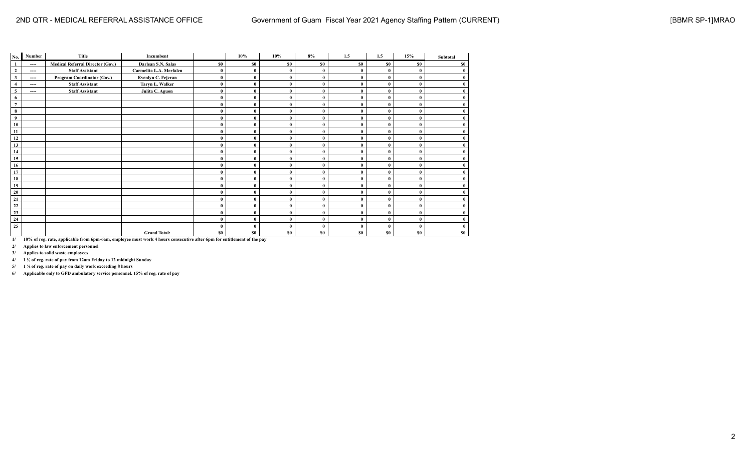| No. | Number | Title | Incumbent | | 10% | 10% | 8% | 1.5 | 1.5 | 15% | Subtotal |
|---|---|---|---|---|---|---|---|---|---|---|---|
| 1 | ---- | Medical Referral Director (Gov.) | Darlean S.N. Salas | $0 | $0 | $0 | $0 | $0 | $0 | $0 | $0 |
| 2 | ---- | Staff Assistant | Carmelita L.A. Merfalen | 0 | 0 | 0 | 0 | 0 | 0 | 0 | 0 |
| 3 | ---- | Program Coordinator (Gov.) | Evenlyn C. Fejeran | 0 | 0 | 0 | 0 | 0 | 0 | 0 | 0 |
| 4 | ---- | Staff Assistant | Taryn L. Walker | 0 | 0 | 0 | 0 | 0 | 0 | 0 | 0 |
| 5 | ---- | Staff Assistant | Julita C. Aguon | 0 | 0 | 0 | 0 | 0 | 0 | 0 | 0 |
| 6 | | | | 0 | 0 | 0 | 0 | 0 | 0 | 0 | 0 |
| 7 | | | | 0 | 0 | 0 | 0 | 0 | 0 | 0 | 0 |
| 8 | | | | 0 | 0 | 0 | 0 | 0 | 0 | 0 | 0 |
| 9 | | | | 0 | 0 | 0 | 0 | 0 | 0 | 0 | 0 |
| 10 | | | | 0 | 0 | 0 | 0 | 0 | 0 | 0 | 0 |
| 11 | | | | 0 | 0 | 0 | 0 | 0 | 0 | 0 | 0 |
| 12 | | | | 0 | 0 | 0 | 0 | 0 | 0 | 0 | 0 |
| 13 | | | | 0 | 0 | 0 | 0 | 0 | 0 | 0 | 0 |
| 14 | | | | 0 | 0 | 0 | 0 | 0 | 0 | 0 | 0 |
| 15 | | | | 0 | 0 | 0 | 0 | 0 | 0 | 0 | 0 |
| 16 | | | | 0 | 0 | 0 | 0 | 0 | 0 | 0 | 0 |
| 17 | | | | 0 | 0 | 0 | 0 | 0 | 0 | 0 | 0 |
| 18 | | | | 0 | 0 | 0 | 0 | 0 | 0 | 0 | 0 |
| 19 | | | | 0 | 0 | 0 | 0 | 0 | 0 | 0 | 0 |
| 20 | | | | 0 | 0 | 0 | 0 | 0 | 0 | 0 | 0 |
| 21 | | | | 0 | 0 | 0 | 0 | 0 | 0 | 0 | 0 |
| 22 | | | | 0 | 0 | 0 | 0 | 0 | 0 | 0 | 0 |
| 23 | | | | 0 | 0 | 0 | 0 | 0 | 0 | 0 | 0 |
| 24 | | | | 0 | 0 | 0 | 0 | 0 | 0 | 0 | 0 |
| 25 | | | | 0 | 0 | 0 | 0 | 0 | 0 | 0 | 0 |
| | | | Grand Total: | $0 | $0 | $0 | $0 | $0 | $0 | $0 | $0 |

1/ 10% of reg. rate, applicable from 6pm-6am, employee must work 4 hours consecutive after 6pm for entitlement of the pay

2/ Applies to law enforcement personnel

3/ Applies to solid waste employees

4/ 1 ½ of reg. rate of pay from 12am Friday to 12 midnight Sunday

5/ 1 ½ of reg. rate of pay on daily work exceeding 8 hours

6/ Applicable only to GFD ambulatory service personnel. 15% of reg. rate of pay